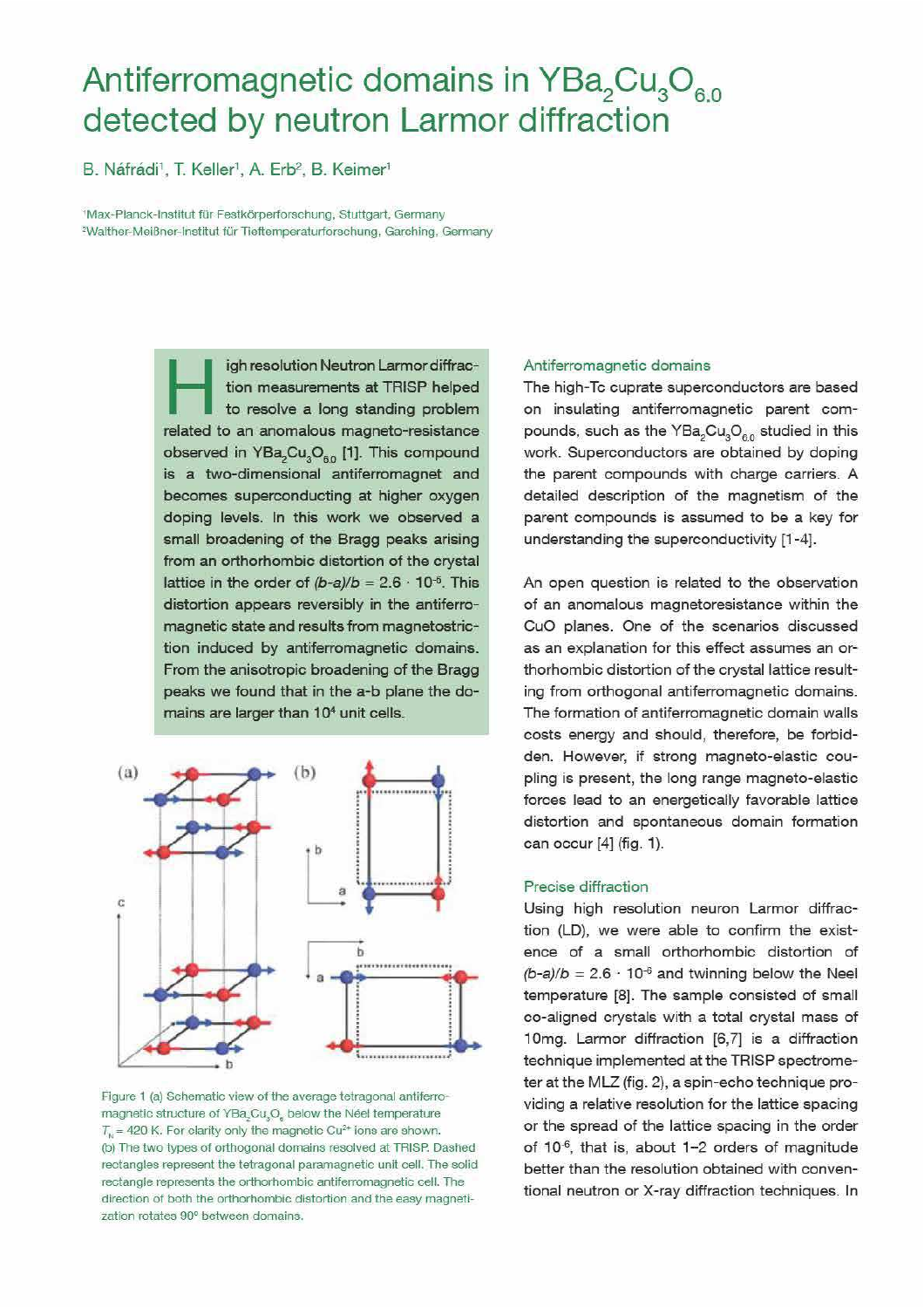# Antiferromagnetic domains in $YBa_2Cu_3O_{6.0}$ detected by neutron Larmor diffraction

B. Náfrádi[1], T. Keller[1], A. Erb[2], B. Keimer[1]

[1]Max-Planck-Institut für Festkörperforschung, Stuttgart, Germany
[2]Walther-Meißner-Institut für Tieftemperaturforschung, Garching, Germany

**High resolution Neutron Larmor diffraction measurements at TRISP helped to resolve a long standing problem related to an anomalous magneto-resistance observed in $YBa_2Cu_3O_{6.0}$ [1]. This compound is a two-dimensional antiferromagnet and becomes superconducting at higher oxygen doping levels. In this work we observed a small broadening of the Bragg peaks arising from an orthorhombic distortion of the crystal lattice in the order of $(b-a)/b = 2.6 \cdot 10^{-6}$. This distortion appears reversibly in the antiferromagnetic state and results from magnetostriction induced by antiferromagnetic domains. From the anisotropic broadening of the Bragg peaks we found that in the a-b plane the domains are larger than $10^4$ unit cells.**

Figure 1 (a) Schematic view of the average tetragonal antiferromagnetic structure of $YBa_2Cu_3O_6$ below the Néel temperature $T_N = 420$ K. For clarity only the magnetic $Cu^{2+}$ ions are shown. (b) The two types of orthogonal domains resolved at TRISP. Dashed rectangles represent the tetragonal paramagnetic unit cell. The solid rectangle represents the orthorhombic antiferromagnetic cell. The direction of both the orthorhombic distortion and the easy magnetization rotates 90° between domains.

## Antiferromagnetic domains

The high-Tc cuprate superconductors are based on insulating antiferromagnetic parent compounds, such as the $YBa_2Cu_3O_{6.0}$ studied in this work. Superconductors are obtained by doping the parent compounds with charge carriers. A detailed description of the magnetism of the parent compounds is assumed to be a key for understanding the superconductivity [1-4].

An open question is related to the observation of an anomalous magnetoresistance within the CuO planes. One of the scenarios discussed as an explanation for this effect assumes an orthorhombic distortion of the crystal lattice resulting from orthogonal antiferromagnetic domains. The formation of antiferromagnetic domain walls costs energy and should, therefore, be forbidden. However, if strong magneto-elastic coupling is present, the long range magneto-elastic forces lead to an energetically favorable lattice distortion and spontaneous domain formation can occur [4] (fig. 1).

## Precise diffraction

Using high resolution neuron Larmor diffraction (LD), we were able to confirm the existence of a small orthorhombic distortion of $(b-a)/b = 2.6 \cdot 10^{-6}$ and twinning below the Neel temperature [8]. The sample consisted of small co-aligned crystals with a total crystal mass of 10mg. Larmor diffraction [6,7] is a diffraction technique implemented at the TRISP spectrometer at the MLZ (fig. 2), a spin-echo technique providing a relative resolution for the lattice spacing or the spread of the lattice spacing in the order of $10^{-6}$, that is, about 1-2 orders of magnitude better than the resolution obtained with conventional neutron or X-ray diffraction techniques. In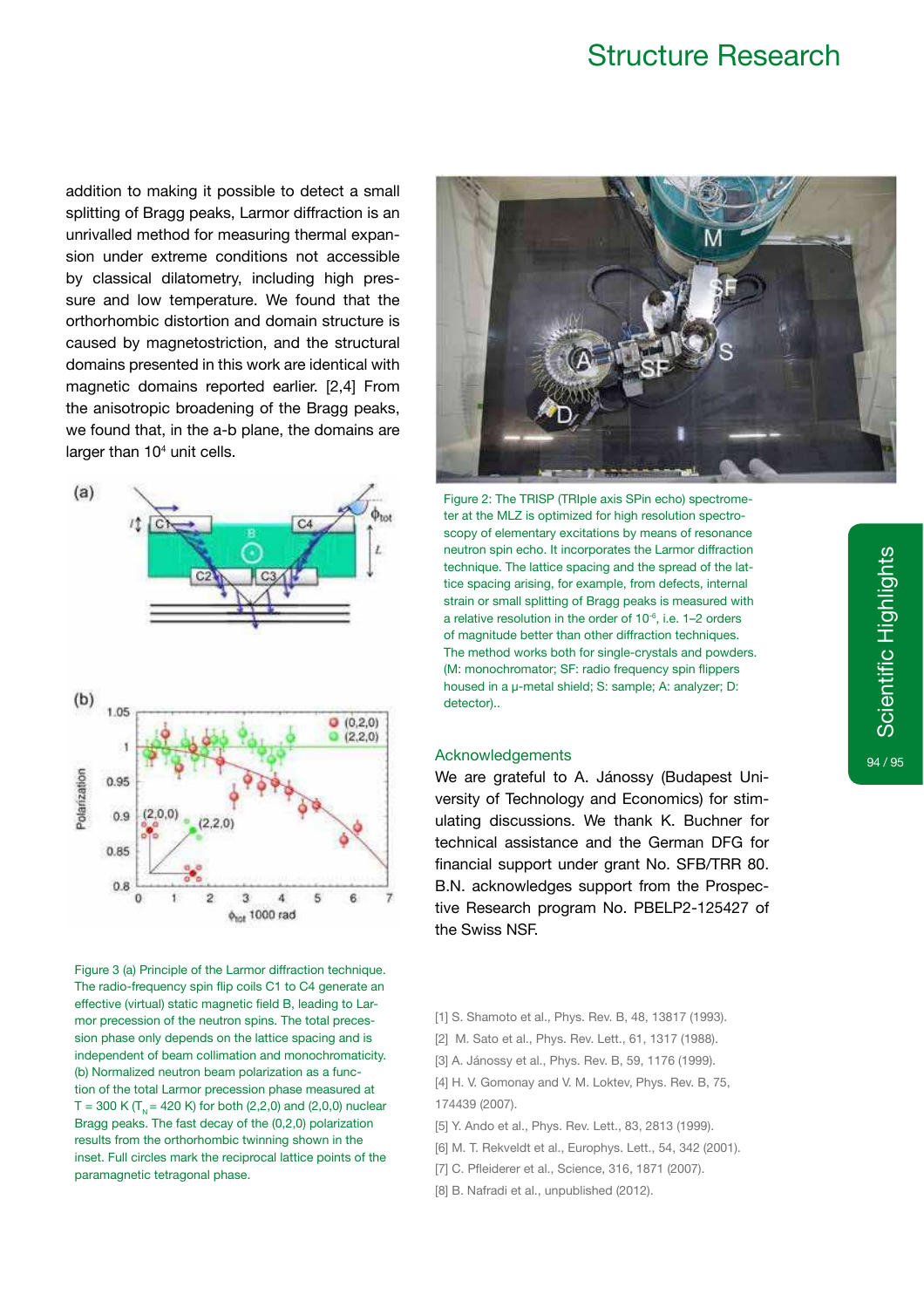addition to making it possible to detect a small splitting of Bragg peaks, Larmor diffraction is an unrivalled method for measuring thermal expansion under extreme conditions not accessible by classical dilatometry, including high pressure and low temperature. We found that the orthorhombic distortion and domain structure is caused by magnetostriction, and the structural domains presented in this work are identical with magnetic domains reported earlier. [2,4] From the anisotropic broadening of the Bragg peaks, we found that, in the a-b plane, the domains are larger than $10^4$ unit cells.

(a)

C1 C4 B C2 C3 $\phi_{tot}$ $L$

(b)

Polarization

1.05 1 0.95 0.9 0.85 0.8

0 1 2 3 4 5 6 7

$\phi_{tot}$ 1000 rad

(0,2,0) (2,2,0) (2,0,0) (2,2,0)

Figure 3 (a) Principle of the Larmor diffraction technique. The radio-frequency spin flip coils C1 to C4 generate an effective (virtual) static magnetic field B, leading to Larmor precession of the neutron spins. The total precession phase only depends on the lattice spacing and is independent of beam collimation and monochromaticity. (b) Normalized neutron beam polarization as a function of the total Larmor precession phase measured at T = 300 K ($T_N$ = 420 K) for both (2,2,0) and (2,0,0) nuclear Bragg peaks. The fast decay of the (0,2,0) polarization results from the orthorhombic twinning shown in the inset. Full circles mark the reciprocal lattice points of the paramagnetic tetragonal phase.

M SF S A SF D

Figure 2: The TRISP (TRIple axis SPin echo) spectrometer at the MLZ is optimized for high resolution spectroscopy of elementary excitations by means of resonance neutron spin echo. It incorporates the Larmor diffraction technique. The lattice spacing and the spread of the lattice spacing arising, for example, from defects, internal strain or small splitting of Bragg peaks is measured with a relative resolution in the order of $10^{-6}$, i.e. 1–2 orders of magnitude better than other diffraction techniques. The method works both for single-crystals and powders. (M: monochromator; SF: radio frequency spin flippers housed in a μ-metal shield; S: sample; A: analyzer; D: detector)..

## Acknowledgements

We are grateful to A. Jánossy (Budapest University of Technology and Economics) for stimulating discussions. We thank K. Buchner for technical assistance and the German DFG for financial support under grant No. SFB/TRR 80. B.N. acknowledges support from the Prospective Research program No. PBELP2-125427 of the Swiss NSF.

[1] S. Shamoto et al., Phys. Rev. B, 48, 13817 (1993).

[2] M. Sato et al., Phys. Rev. Lett., 61, 1317 (1988).

[3] A. Jánossy et al., Phys. Rev. B, 59, 1176 (1999).

[4] H. V. Gomonay and V. M. Loktev, Phys. Rev. B, 75, 174439 (2007).

[5] Y. Ando et al., Phys. Rev. Lett., 83, 2813 (1999).

[6] M. T. Rekveldt et al., Europhys. Lett., 54, 342 (2001).

[7] C. Pfleiderer et al., Science, 316, 1871 (2007).

[8] B. Nafradi et al., unpublished (2012).